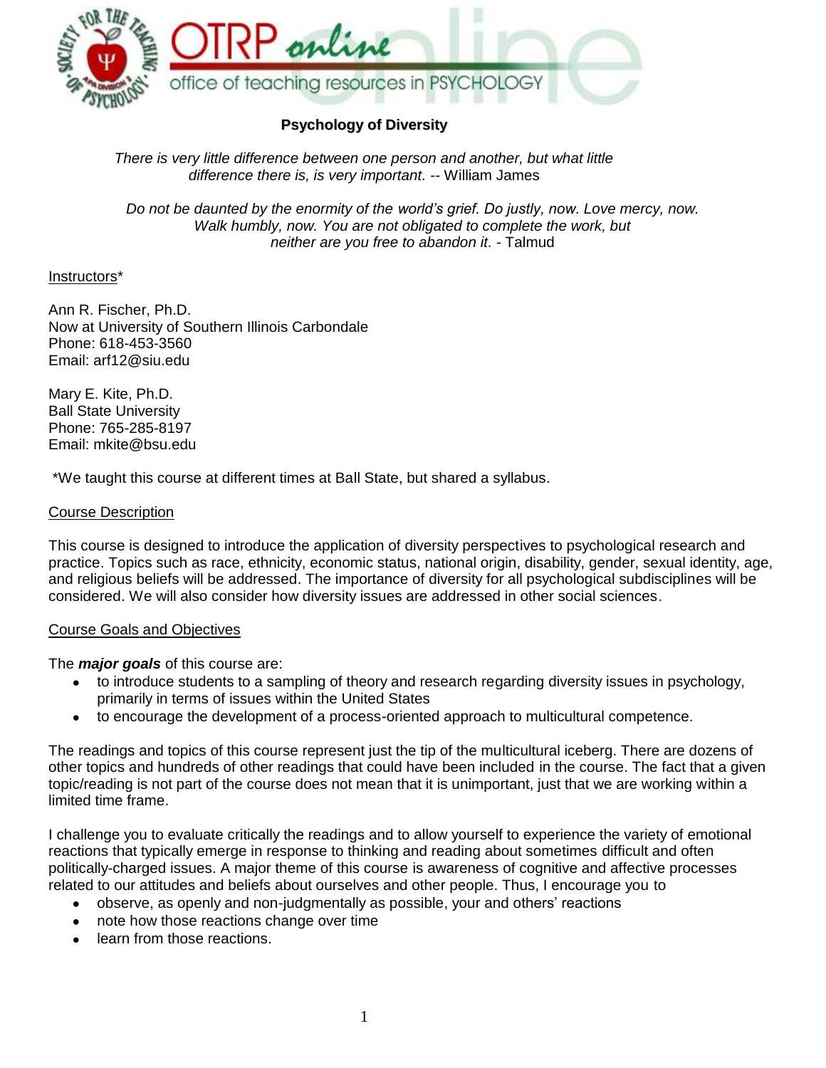# Psychology of Diversity

*There is very little difference between one person and another, but what little difference there is, is very important.* -- William James

*Do not be daunted by the enormity of the world's grief. Do justly, now. Love mercy, now. Walk humbly, now. You are not obligated to complete the work, but neither are you free to abandon it.* - Talmud

Instructors*

Ann R. Fischer, Ph.D.
Now at University of Southern Illinois Carbondale
Phone: 618-453-3560
Email: arf12@siu.edu

Mary E. Kite, Ph.D.
Ball State University
Phone: 765-285-8197
Email: mkite@bsu.edu

*We taught this course at different times at Ball State, but shared a syllabus.

## Course Description

This course is designed to introduce the application of diversity perspectives to psychological research and practice. Topics such as race, ethnicity, economic status, national origin, disability, gender, sexual identity, age, and religious beliefs will be addressed. The importance of diversity for all psychological subdisciplines will be considered. We will also consider how diversity issues are addressed in other social sciences.

## Course Goals and Objectives

The ***major goals*** of this course are:

- to introduce students to a sampling of theory and research regarding diversity issues in psychology, primarily in terms of issues within the United States
- to encourage the development of a process-oriented approach to multicultural competence.

The readings and topics of this course represent just the tip of the multicultural iceberg. There are dozens of other topics and hundreds of other readings that could have been included in the course. The fact that a given topic/reading is not part of the course does not mean that it is unimportant, just that we are working within a limited time frame.

I challenge you to evaluate critically the readings and to allow yourself to experience the variety of emotional reactions that typically emerge in response to thinking and reading about sometimes difficult and often politically-charged issues. A major theme of this course is awareness of cognitive and affective processes related to our attitudes and beliefs about ourselves and other people. Thus, I encourage you to

- observe, as openly and non-judgmentally as possible, your and others' reactions
- note how those reactions change over time
- learn from those reactions.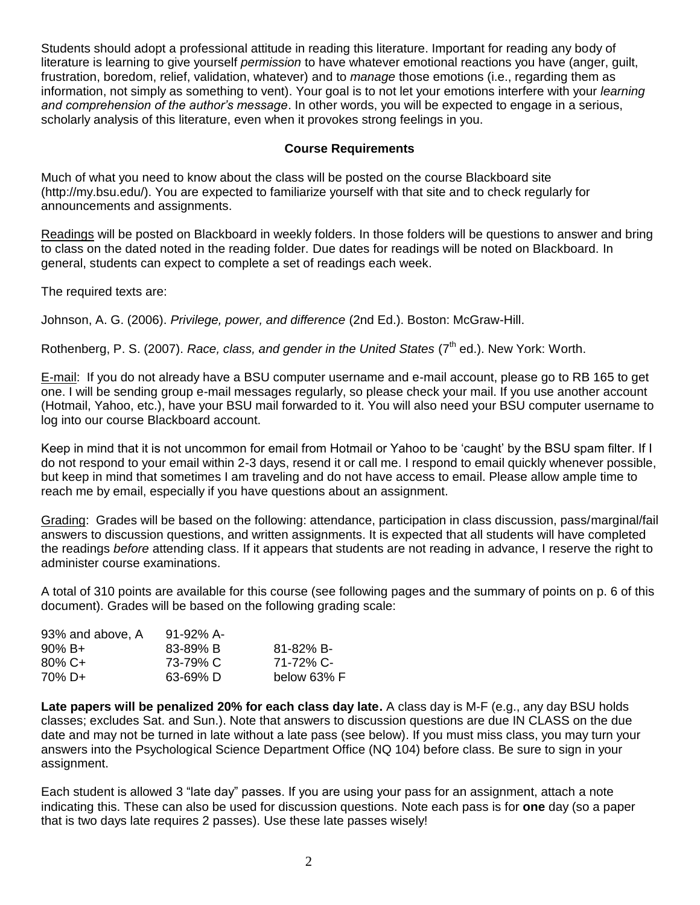Students should adopt a professional attitude in reading this literature. Important for reading any body of literature is learning to give yourself *permission* to have whatever emotional reactions you have (anger, guilt, frustration, boredom, relief, validation, whatever) and to *manage* those emotions (i.e., regarding them as information, not simply as something to vent). Your goal is to not let your emotions interfere with your *learning and comprehension of the author's message*. In other words, you will be expected to engage in a serious, scholarly analysis of this literature, even when it provokes strong feelings in you.

## Course Requirements

Much of what you need to know about the class will be posted on the course Blackboard site (http://my.bsu.edu/). You are expected to familiarize yourself with that site and to check regularly for announcements and assignments.

Readings will be posted on Blackboard in weekly folders. In those folders will be questions to answer and bring to class on the dated noted in the reading folder. Due dates for readings will be noted on Blackboard. In general, students can expect to complete a set of readings each week.

The required texts are:

Johnson, A. G. (2006). *Privilege, power, and difference* (2nd Ed.). Boston: McGraw-Hill.

Rothenberg, P. S. (2007). *Race, class, and gender in the United States* (7th ed.). New York: Worth.

E-mail: If you do not already have a BSU computer username and e-mail account, please go to RB 165 to get one. I will be sending group e-mail messages regularly, so please check your mail. If you use another account (Hotmail, Yahoo, etc.), have your BSU mail forwarded to it. You will also need your BSU computer username to log into our course Blackboard account.

Keep in mind that it is not uncommon for email from Hotmail or Yahoo to be 'caught' by the BSU spam filter. If I do not respond to your email within 2-3 days, resend it or call me. I respond to email quickly whenever possible, but keep in mind that sometimes I am traveling and do not have access to email. Please allow ample time to reach me by email, especially if you have questions about an assignment.

Grading: Grades will be based on the following: attendance, participation in class discussion, pass/marginal/fail answers to discussion questions, and written assignments. It is expected that all students will have completed the readings *before* attending class. If it appears that students are not reading in advance, I reserve the right to administer course examinations.

A total of 310 points are available for this course (see following pages and the summary of points on p. 6 of this document). Grades will be based on the following grading scale:

| | | |
|---|---|---|
| 93% and above, A | 91-92% A- | |
| 90% B+ | 83-89% B | 81-82% B- |
| 80% C+ | 73-79% C | 71-72% C- |
| 70% D+ | 63-69% D | below 63% F |

**Late papers will be penalized 20% for each class day late.** A class day is M-F (e.g., any day BSU holds classes; excludes Sat. and Sun.). Note that answers to discussion questions are due IN CLASS on the due date and may not be turned in late without a late pass (see below). If you must miss class, you may turn your answers into the Psychological Science Department Office (NQ 104) before class. Be sure to sign in your assignment.

Each student is allowed 3 "late day" passes. If you are using your pass for an assignment, attach a note indicating this. These can also be used for discussion questions. Note each pass is for **one** day (so a paper that is two days late requires 2 passes). Use these late passes wisely!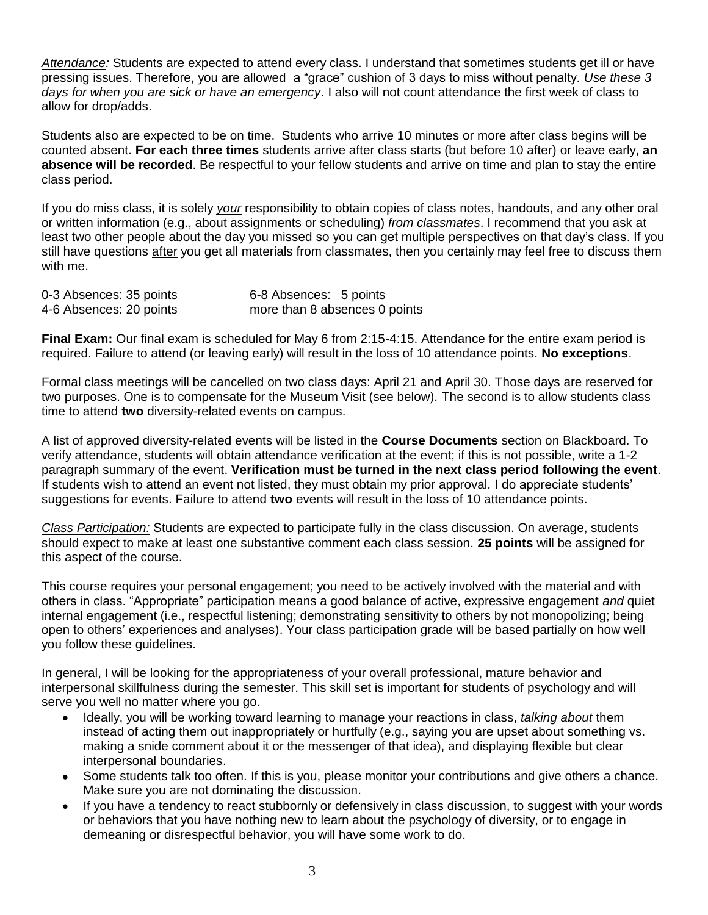*Attendance:* Students are expected to attend every class. I understand that sometimes students get ill or have pressing issues. Therefore, you are allowed a "grace" cushion of 3 days to miss without penalty. *Use these 3 days for when you are sick or have an emergency*. I also will not count attendance the first week of class to allow for drop/adds.

Students also are expected to be on time. Students who arrive 10 minutes or more after class begins will be counted absent. **For each three times** students arrive after class starts (but before 10 after) or leave early, **an absence will be recorded**. Be respectful to your fellow students and arrive on time and plan to stay the entire class period.

If you do miss class, it is solely *your* responsibility to obtain copies of class notes, handouts, and any other oral or written information (e.g., about assignments or scheduling) *from classmates*. I recommend that you ask at least two other people about the day you missed so you can get multiple perspectives on that day's class. If you still have questions after you get all materials from classmates, then you certainly may feel free to discuss them with me.

| | |
|---|---|
| 0-3 Absences: 35 points | 6-8 Absences: 5 points |
| 4-6 Absences: 20 points | more than 8 absences 0 points |

**Final Exam:** Our final exam is scheduled for May 6 from 2:15-4:15. Attendance for the entire exam period is required. Failure to attend (or leaving early) will result in the loss of 10 attendance points. **No exceptions**.

Formal class meetings will be cancelled on two class days: April 21 and April 30. Those days are reserved for two purposes. One is to compensate for the Museum Visit (see below). The second is to allow students class time to attend **two** diversity-related events on campus.

A list of approved diversity-related events will be listed in the **Course Documents** section on Blackboard. To verify attendance, students will obtain attendance verification at the event; if this is not possible, write a 1-2 paragraph summary of the event. **Verification must be turned in the next class period following the event**. If students wish to attend an event not listed, they must obtain my prior approval. I do appreciate students' suggestions for events. Failure to attend **two** events will result in the loss of 10 attendance points.

*Class Participation:* Students are expected to participate fully in the class discussion. On average, students should expect to make at least one substantive comment each class session. **25 points** will be assigned for this aspect of the course.

This course requires your personal engagement; you need to be actively involved with the material and with others in class. "Appropriate" participation means a good balance of active, expressive engagement *and* quiet internal engagement (i.e., respectful listening; demonstrating sensitivity to others by not monopolizing; being open to others' experiences and analyses). Your class participation grade will be based partially on how well you follow these guidelines.

In general, I will be looking for the appropriateness of your overall professional, mature behavior and interpersonal skillfulness during the semester. This skill set is important for students of psychology and will serve you well no matter where you go.

- Ideally, you will be working toward learning to manage your reactions in class, *talking about* them instead of acting them out inappropriately or hurtfully (e.g., saying you are upset about something vs. making a snide comment about it or the messenger of that idea), and displaying flexible but clear interpersonal boundaries.
- Some students talk too often. If this is you, please monitor your contributions and give others a chance. Make sure you are not dominating the discussion.
- If you have a tendency to react stubbornly or defensively in class discussion, to suggest with your words or behaviors that you have nothing new to learn about the psychology of diversity, or to engage in demeaning or disrespectful behavior, you will have some work to do.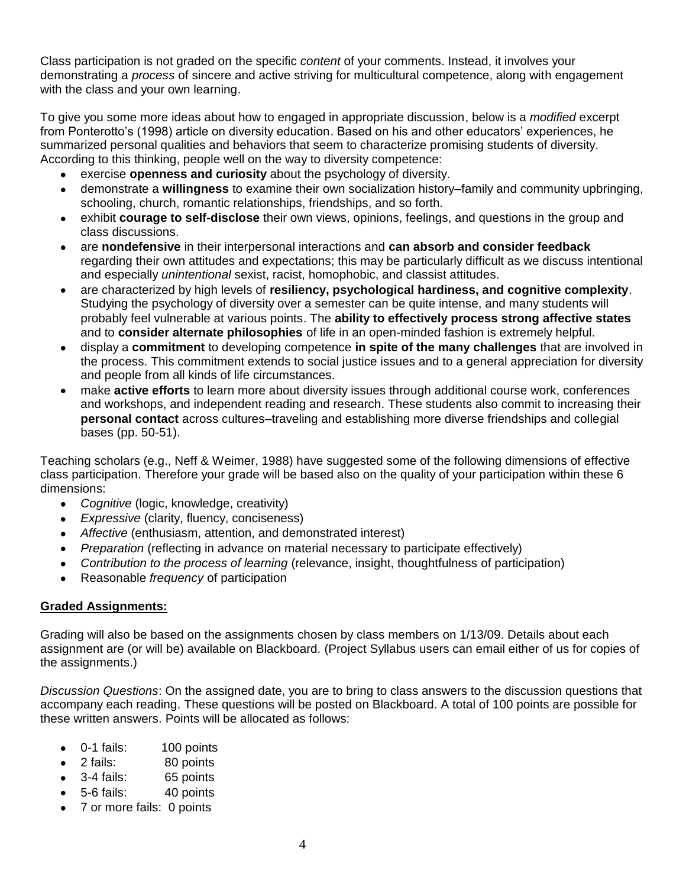Class participation is not graded on the specific *content* of your comments. Instead, it involves your demonstrating a *process* of sincere and active striving for multicultural competence, along with engagement with the class and your own learning.

To give you some more ideas about how to engaged in appropriate discussion, below is a *modified* excerpt from Ponterotto's (1998) article on diversity education. Based on his and other educators' experiences, he summarized personal qualities and behaviors that seem to characterize promising students of diversity. According to this thinking, people well on the way to diversity competence:

- exercise **openness and curiosity** about the psychology of diversity.
- demonstrate a **willingness** to examine their own socialization history–family and community upbringing, schooling, church, romantic relationships, friendships, and so forth.
- exhibit **courage to self-disclose** their own views, opinions, feelings, and questions in the group and class discussions.
- are **nondefensive** in their interpersonal interactions and **can absorb and consider feedback** regarding their own attitudes and expectations; this may be particularly difficult as we discuss intentional and especially *unintentional* sexist, racist, homophobic, and classist attitudes.
- are characterized by high levels of **resiliency, psychological hardiness, and cognitive complexity**. Studying the psychology of diversity over a semester can be quite intense, and many students will probably feel vulnerable at various points. The **ability to effectively process strong affective states** and to **consider alternate philosophies** of life in an open-minded fashion is extremely helpful.
- display a **commitment** to developing competence **in spite of the many challenges** that are involved in the process. This commitment extends to social justice issues and to a general appreciation for diversity and people from all kinds of life circumstances.
- make **active efforts** to learn more about diversity issues through additional course work, conferences and workshops, and independent reading and research. These students also commit to increasing their **personal contact** across cultures–traveling and establishing more diverse friendships and collegial bases (pp. 50-51).

Teaching scholars (e.g., Neff & Weimer, 1988) have suggested some of the following dimensions of effective class participation. Therefore your grade will be based also on the quality of your participation within these 6 dimensions:

- *Cognitive* (logic, knowledge, creativity)
- *Expressive* (clarity, fluency, conciseness)
- *Affective* (enthusiasm, attention, and demonstrated interest)
- *Preparation* (reflecting in advance on material necessary to participate effectively)
- *Contribution to the process of learning* (relevance, insight, thoughtfulness of participation)
- Reasonable *frequency* of participation

**Graded Assignments:**

Grading will also be based on the assignments chosen by class members on 1/13/09. Details about each assignment are (or will be) available on Blackboard. (Project Syllabus users can email either of us for copies of the assignments.)

*Discussion Questions*: On the assigned date, you are to bring to class answers to the discussion questions that accompany each reading. These questions will be posted on Blackboard. A total of 100 points are possible for these written answers. Points will be allocated as follows:

- 0-1 fails: 100 points
- 2 fails: 80 points
- 3-4 fails: 65 points
- 5-6 fails: 40 points
- 7 or more fails: 0 points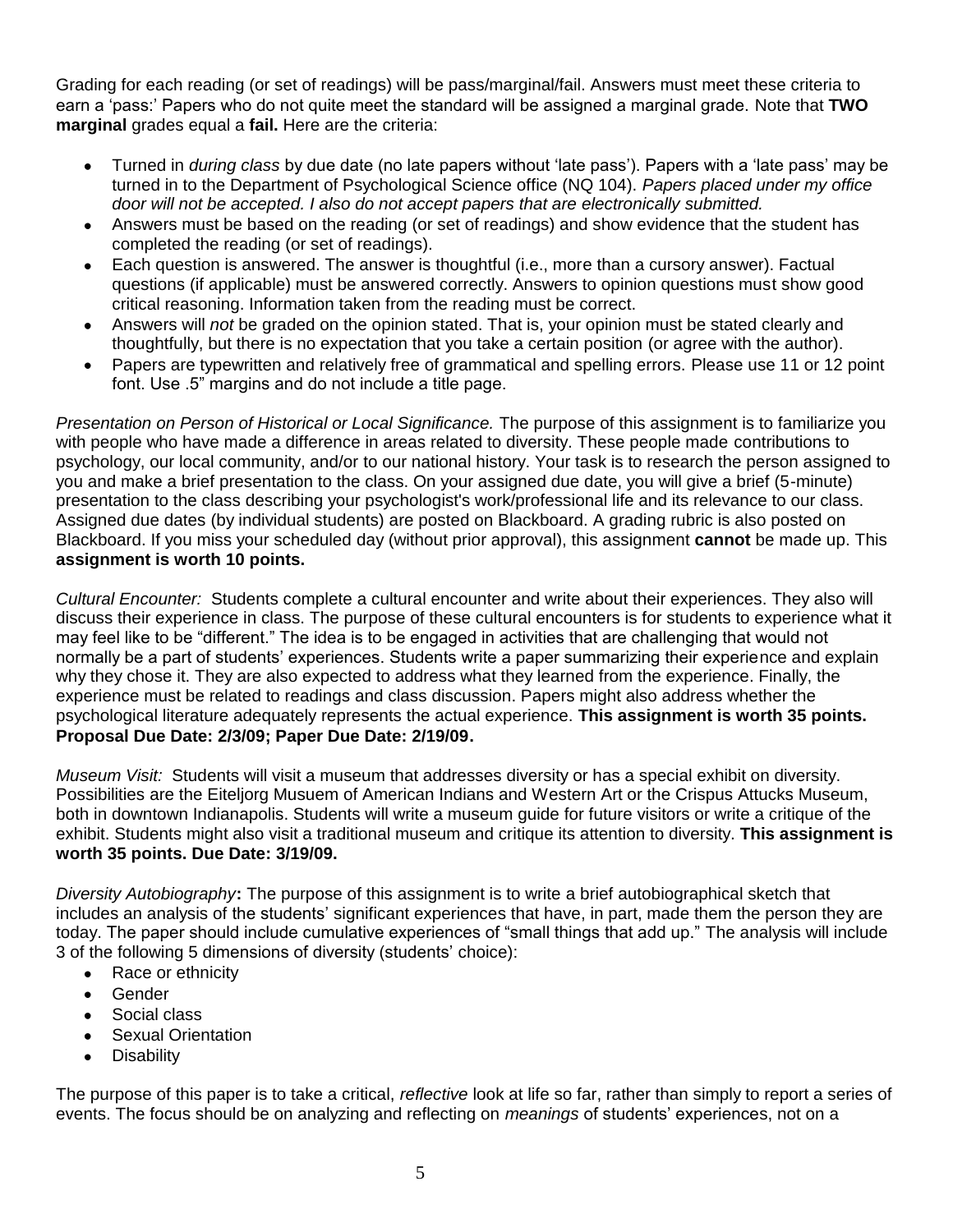Grading for each reading (or set of readings) will be pass/marginal/fail. Answers must meet these criteria to earn a 'pass:' Papers who do not quite meet the standard will be assigned a marginal grade. Note that **TWO marginal** grades equal a **fail.** Here are the criteria:

- Turned in *during class* by due date (no late papers without 'late pass'). Papers with a 'late pass' may be turned in to the Department of Psychological Science office (NQ 104). *Papers placed under my office door will not be accepted. I also do not accept papers that are electronically submitted.*
- Answers must be based on the reading (or set of readings) and show evidence that the student has completed the reading (or set of readings).
- Each question is answered. The answer is thoughtful (i.e., more than a cursory answer). Factual questions (if applicable) must be answered correctly. Answers to opinion questions must show good critical reasoning. Information taken from the reading must be correct.
- Answers will *not* be graded on the opinion stated. That is, your opinion must be stated clearly and thoughtfully, but there is no expectation that you take a certain position (or agree with the author).
- Papers are typewritten and relatively free of grammatical and spelling errors. Please use 11 or 12 point font. Use .5" margins and do not include a title page.

*Presentation on Person of Historical or Local Significance.* The purpose of this assignment is to familiarize you with people who have made a difference in areas related to diversity. These people made contributions to psychology, our local community, and/or to our national history. Your task is to research the person assigned to you and make a brief presentation to the class. On your assigned due date, you will give a brief (5-minute) presentation to the class describing your psychologist's work/professional life and its relevance to our class. Assigned due dates (by individual students) are posted on Blackboard. A grading rubric is also posted on Blackboard. If you miss your scheduled day (without prior approval), this assignment **cannot** be made up. This **assignment is worth 10 points.**

*Cultural Encounter:* Students complete a cultural encounter and write about their experiences. They also will discuss their experience in class. The purpose of these cultural encounters is for students to experience what it may feel like to be "different." The idea is to be engaged in activities that are challenging that would not normally be a part of students' experiences. Students write a paper summarizing their experience and explain why they chose it. They are also expected to address what they learned from the experience. Finally, the experience must be related to readings and class discussion. Papers might also address whether the psychological literature adequately represents the actual experience. **This assignment is worth 35 points. Proposal Due Date: 2/3/09; Paper Due Date: 2/19/09.**

*Museum Visit:* Students will visit a museum that addresses diversity or has a special exhibit on diversity. Possibilities are the Eiteljorg Musuem of American Indians and Western Art or the Crispus Attucks Museum, both in downtown Indianapolis. Students will write a museum guide for future visitors or write a critique of the exhibit. Students might also visit a traditional museum and critique its attention to diversity. **This assignment is worth 35 points. Due Date: 3/19/09.**

*Diversity Autobiography***:** The purpose of this assignment is to write a brief autobiographical sketch that includes an analysis of the students' significant experiences that have, in part, made them the person they are today. The paper should include cumulative experiences of "small things that add up." The analysis will include 3 of the following 5 dimensions of diversity (students' choice):

- Race or ethnicity
- Gender
- Social class
- Sexual Orientation
- Disability

The purpose of this paper is to take a critical, *reflective* look at life so far, rather than simply to report a series of events. The focus should be on analyzing and reflecting on *meanings* of students' experiences, not on a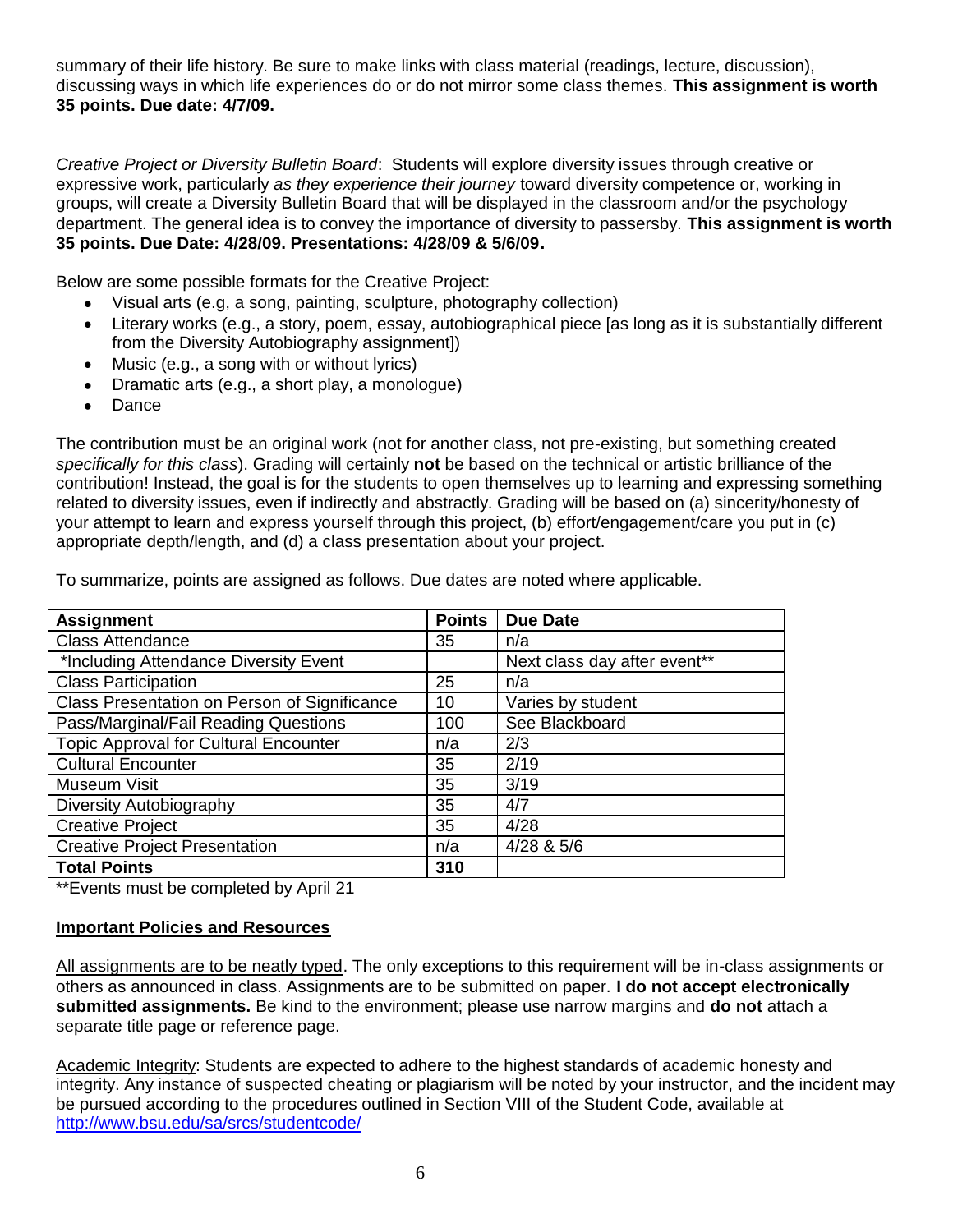summary of their life history. Be sure to make links with class material (readings, lecture, discussion), discussing ways in which life experiences do or do not mirror some class themes. **This assignment is worth 35 points. Due date: 4/7/09.**

*Creative Project or Diversity Bulletin Board*: Students will explore diversity issues through creative or expressive work, particularly *as they experience their journey* toward diversity competence or, working in groups, will create a Diversity Bulletin Board that will be displayed in the classroom and/or the psychology department. The general idea is to convey the importance of diversity to passersby. **This assignment is worth 35 points. Due Date: 4/28/09. Presentations: 4/28/09 & 5/6/09.**

Below are some possible formats for the Creative Project:

- Visual arts (e.g, a song, painting, sculpture, photography collection)
- Literary works (e.g., a story, poem, essay, autobiographical piece [as long as it is substantially different from the Diversity Autobiography assignment])
- Music (e.g., a song with or without lyrics)
- Dramatic arts (e.g., a short play, a monologue)
- Dance

The contribution must be an original work (not for another class, not pre-existing, but something created *specifically for this class*). Grading will certainly **not** be based on the technical or artistic brilliance of the contribution! Instead, the goal is for the students to open themselves up to learning and expressing something related to diversity issues, even if indirectly and abstractly. Grading will be based on (a) sincerity/honesty of your attempt to learn and express yourself through this project, (b) effort/engagement/care you put in (c) appropriate depth/length, and (d) a class presentation about your project.

To summarize, points are assigned as follows. Due dates are noted where applicable.

| Assignment | Points | Due Date |
|---|---|---|
| Class Attendance | 35 | n/a |
| *Including Attendance Diversity Event | | Next class day after event** |
| Class Participation | 25 | n/a |
| Class Presentation on Person of Significance | 10 | Varies by student |
| Pass/Marginal/Fail Reading Questions | 100 | See Blackboard |
| Topic Approval for Cultural Encounter | n/a | 2/3 |
| Cultural Encounter | 35 | 2/19 |
| Museum Visit | 35 | 3/19 |
| Diversity Autobiography | 35 | 4/7 |
| Creative Project | 35 | 4/28 |
| Creative Project Presentation | n/a | 4/28 & 5/6 |
| **Total Points** | **310** | |

**Events must be completed by April 21

## Important Policies and Resources

All assignments are to be neatly typed. The only exceptions to this requirement will be in-class assignments or others as announced in class. Assignments are to be submitted on paper. **I do not accept electronically submitted assignments.** Be kind to the environment; please use narrow margins and **do not** attach a separate title page or reference page.

Academic Integrity: Students are expected to adhere to the highest standards of academic honesty and integrity. Any instance of suspected cheating or plagiarism will be noted by your instructor, and the incident may be pursued according to the procedures outlined in Section VIII of the Student Code, available at http://www.bsu.edu/sa/srcs/studentcode/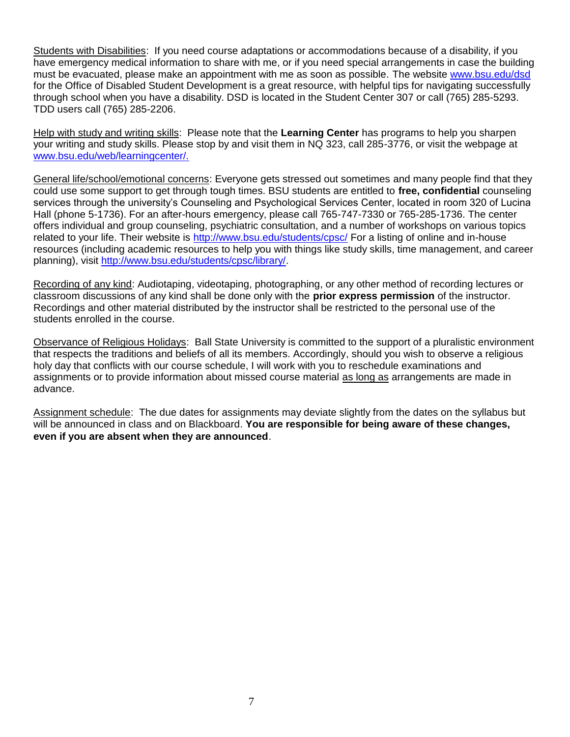Students with Disabilities: If you need course adaptations or accommodations because of a disability, if you have emergency medical information to share with me, or if you need special arrangements in case the building must be evacuated, please make an appointment with me as soon as possible. The website www.bsu.edu/dsd for the Office of Disabled Student Development is a great resource, with helpful tips for navigating successfully through school when you have a disability. DSD is located in the Student Center 307 or call (765) 285-5293. TDD users call (765) 285-2206.

Help with study and writing skills: Please note that the **Learning Center** has programs to help you sharpen your writing and study skills. Please stop by and visit them in NQ 323, call 285-3776, or visit the webpage at www.bsu.edu/web/learningcenter/.

General life/school/emotional concerns: Everyone gets stressed out sometimes and many people find that they could use some support to get through tough times. BSU students are entitled to **free, confidential** counseling services through the university's Counseling and Psychological Services Center, located in room 320 of Lucina Hall (phone 5-1736). For an after-hours emergency, please call 765-747-7330 or 765-285-1736. The center offers individual and group counseling, psychiatric consultation, and a number of workshops on various topics related to your life. Their website is http://www.bsu.edu/students/cpsc/ For a listing of online and in-house resources (including academic resources to help you with things like study skills, time management, and career planning), visit http://www.bsu.edu/students/cpsc/library/.

Recording of any kind: Audiotaping, videotaping, photographing, or any other method of recording lectures or classroom discussions of any kind shall be done only with the **prior express permission** of the instructor. Recordings and other material distributed by the instructor shall be restricted to the personal use of the students enrolled in the course.

Observance of Religious Holidays: Ball State University is committed to the support of a pluralistic environment that respects the traditions and beliefs of all its members. Accordingly, should you wish to observe a religious holy day that conflicts with our course schedule, I will work with you to reschedule examinations and assignments or to provide information about missed course material as long as arrangements are made in advance.

Assignment schedule: The due dates for assignments may deviate slightly from the dates on the syllabus but will be announced in class and on Blackboard. **You are responsible for being aware of these changes, even if you are absent when they are announced**.